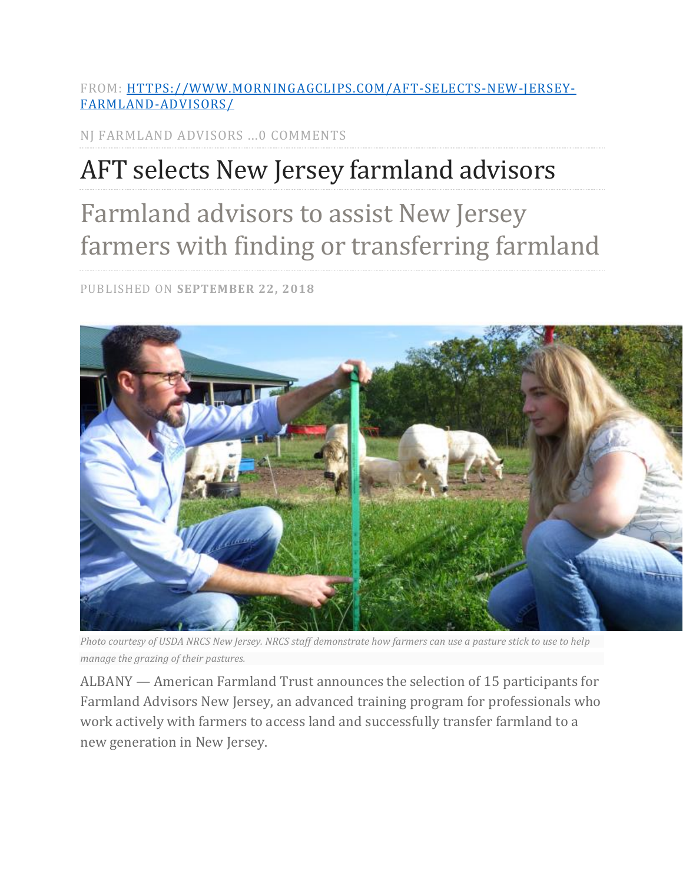FROM: [HTTPS://WWW.MORNINGAGCLIPS.COM/AFT-SELECTS-NEW-JERSEY-FARMLAND-ADVISORS/](https://www.morningagclips.com/aft-selects-new-jersey-farmland-advisors/)

NJ FARMLAND ADVISORS ...0 COMMENTS

# AFT selects New Jersey farmland advisors

## Farmland advisors to assist New Jersey farmers with finding or transferring farmland

PUBLISHED ON **SEPTEMBER 22, 2018**

*Photo courtesy of USDA NRCS New Jersey. NRCS staff demonstrate how farmers can use a pasture stick to use to help manage the grazing of their pastures.*

ALBANY — American Farmland Trust announces the selection of 15 participants for Farmland Advisors New Jersey, an advanced training program for professionals who work actively with farmers to access land and successfully transfer farmland to a new generation in New Jersey.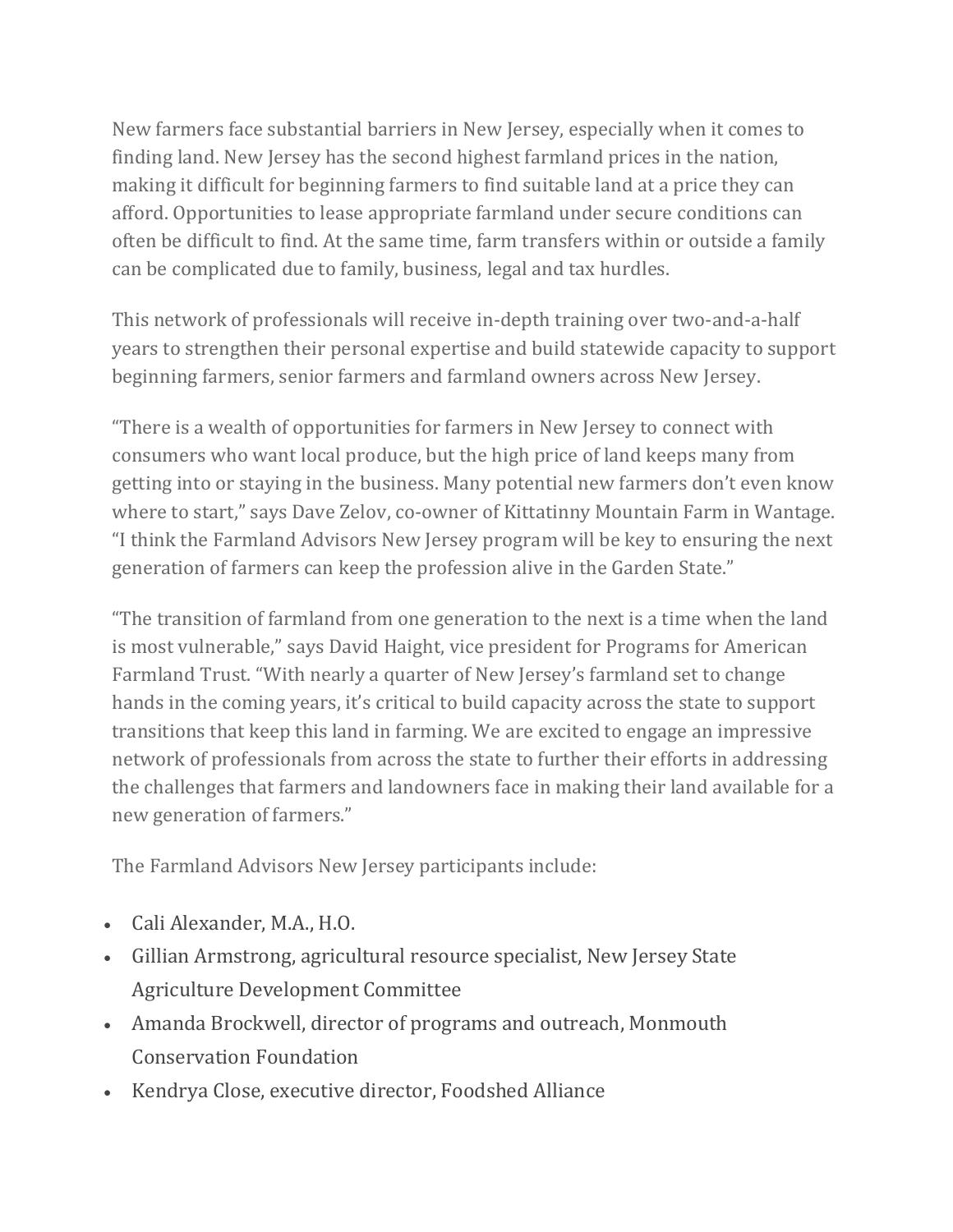New farmers face substantial barriers in New Jersey, especially when it comes to finding land. New Jersey has the second highest farmland prices in the nation, making it difficult for beginning farmers to find suitable land at a price they can afford. Opportunities to lease appropriate farmland under secure conditions can often be difficult to find. At the same time, farm transfers within or outside a family can be complicated due to family, business, legal and tax hurdles.

This network of professionals will receive in-depth training over two-and-a-half years to strengthen their personal expertise and build statewide capacity to support beginning farmers, senior farmers and farmland owners across New Jersey.

"There is a wealth of opportunities for farmers in New Jersey to connect with consumers who want local produce, but the high price of land keeps many from getting into or staying in the business. Many potential new farmers don't even know where to start," says Dave Zelov, co-owner of Kittatinny Mountain Farm in Wantage. "I think the Farmland Advisors New Jersey program will be key to ensuring the next generation of farmers can keep the profession alive in the Garden State."

"The transition of farmland from one generation to the next is a time when the land is most vulnerable," says David Haight, vice president for Programs for American Farmland Trust. "With nearly a quarter of New Jersey's farmland set to change hands in the coming years, it's critical to build capacity across the state to support transitions that keep this land in farming. We are excited to engage an impressive network of professionals from across the state to further their efforts in addressing the challenges that farmers and landowners face in making their land available for a new generation of farmers."

The Farmland Advisors New Jersey participants include:

- Cali Alexander, M.A., H.O.
- Gillian Armstrong, agricultural resource specialist, New Jersey State Agriculture Development Committee
- Amanda Brockwell, director of programs and outreach, Monmouth Conservation Foundation
- Kendrya Close, executive director, Foodshed Alliance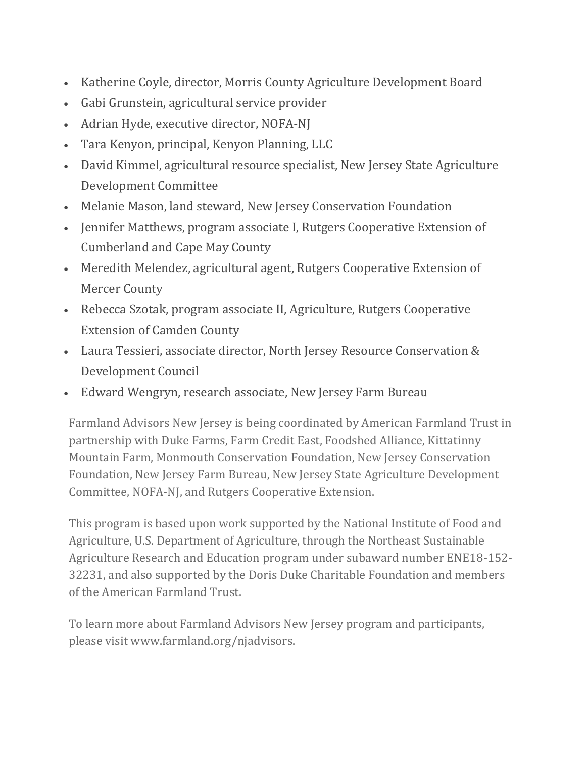- Katherine Coyle, director, Morris County Agriculture Development Board
- Gabi Grunstein, agricultural service provider
- Adrian Hyde, executive director, NOFA-NJ
- Tara Kenyon, principal, Kenyon Planning, LLC
- David Kimmel, agricultural resource specialist, New Jersey State Agriculture Development Committee
- Melanie Mason, land steward, New Jersey Conservation Foundation
- Jennifer Matthews, program associate I, Rutgers Cooperative Extension of Cumberland and Cape May County
- Meredith Melendez, agricultural agent, Rutgers Cooperative Extension of Mercer County
- Rebecca Szotak, program associate II, Agriculture, Rutgers Cooperative Extension of Camden County
- Laura Tessieri, associate director, North Jersey Resource Conservation & Development Council
- Edward Wengryn, research associate, New Jersey Farm Bureau

Farmland Advisors New Jersey is being coordinated by American Farmland Trust in partnership with Duke Farms, Farm Credit East, Foodshed Alliance, Kittatinny Mountain Farm, Monmouth Conservation Foundation, New Jersey Conservation Foundation, New Jersey Farm Bureau, New Jersey State Agriculture Development Committee, NOFA-NJ, and Rutgers Cooperative Extension.

This program is based upon work supported by the National Institute of Food and Agriculture, U.S. Department of Agriculture, through the Northeast Sustainable Agriculture Research and Education program under subaward number ENE18-152-32231, and also supported by the Doris Duke Charitable Foundation and members of the American Farmland Trust.

To learn more about Farmland Advisors New Jersey program and participants, please visit www.farmland.org/njadvisors.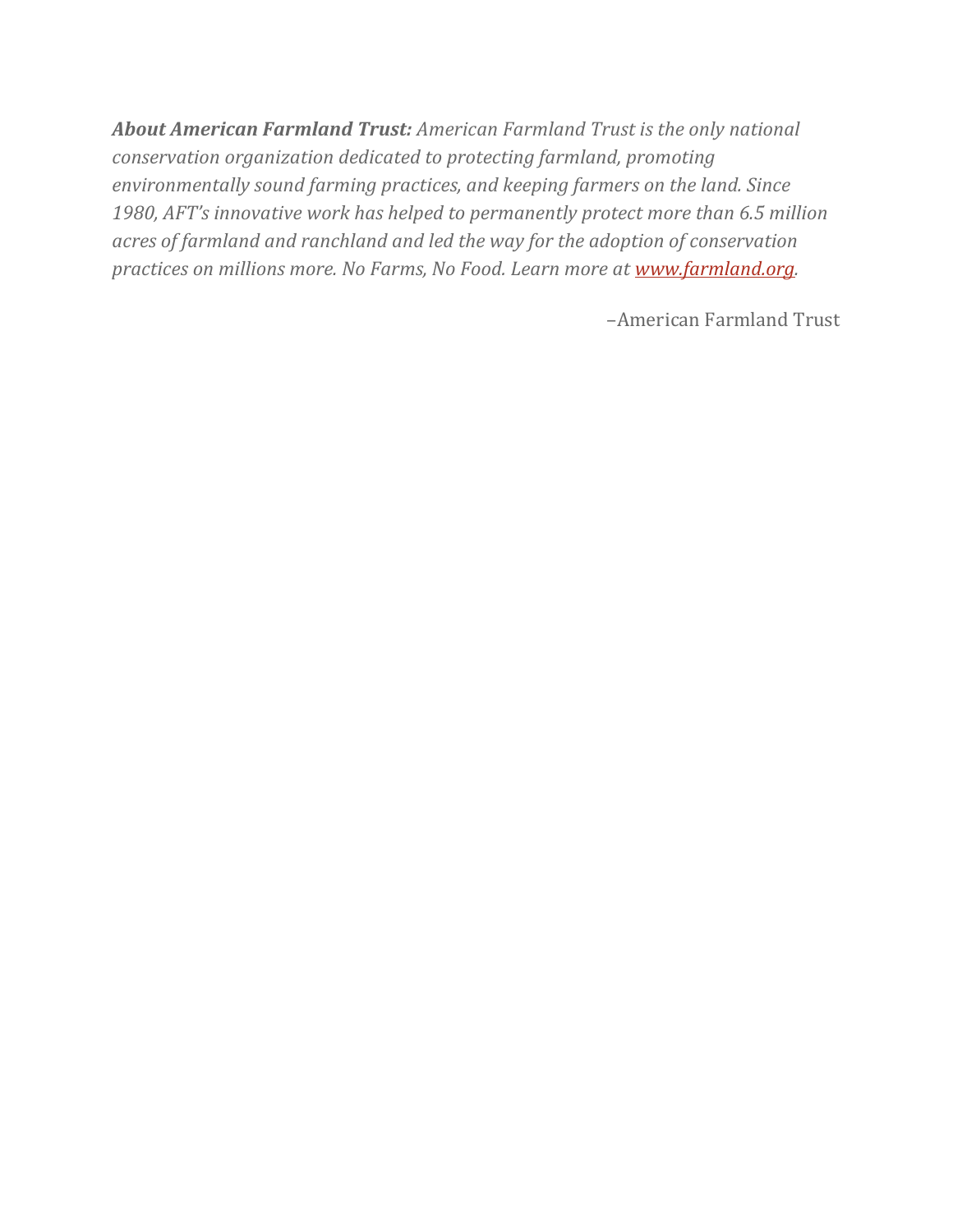***About American Farmland Trust:** American Farmland Trust is the only national conservation organization dedicated to protecting farmland, promoting environmentally sound farming practices, and keeping farmers on the land. Since 1980, AFT's innovative work has helped to permanently protect more than 6.5 million acres of farmland and ranchland and led the way for the adoption of conservation practices on millions more. No Farms, No Food. Learn more at [www.farmland.org](http://www.farmland.org).*

–American Farmland Trust